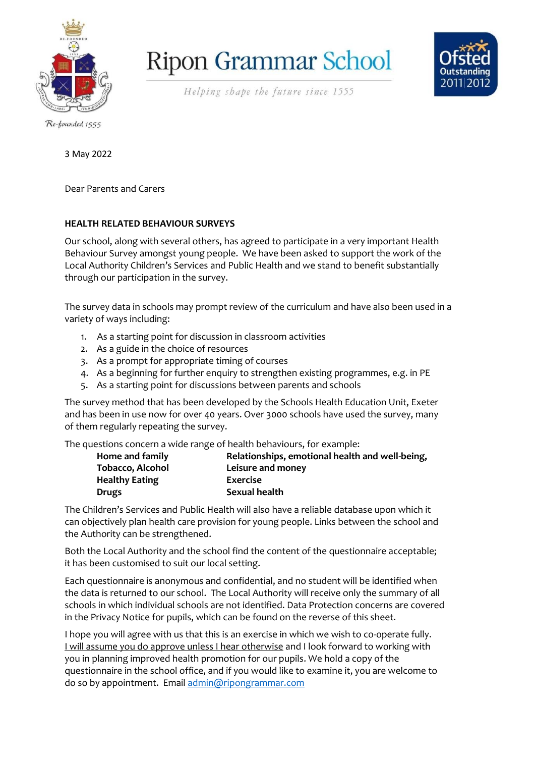# Ripon Grammar School

*Helping shape the future since 1555*

Re-founded 1555

Ofsted Outstanding 2011|2012

3 May 2022

Dear Parents and Carers

**HEALTH RELATED BEHAVIOUR SURVEYS**

Our school, along with several others, has agreed to participate in a very important Health Behaviour Survey amongst young people. We have been asked to support the work of the Local Authority Children's Services and Public Health and we stand to benefit substantially through our participation in the survey.

The survey data in schools may prompt review of the curriculum and have also been used in a variety of ways including:

1. As a starting point for discussion in classroom activities
2. As a guide in the choice of resources
3. As a prompt for appropriate timing of courses
4. As a beginning for further enquiry to strengthen existing programmes, e.g. in PE
5. As a starting point for discussions between parents and schools

The survey method that has been developed by the Schools Health Education Unit, Exeter and has been in use now for over 40 years. Over 3000 schools have used the survey, many of them regularly repeating the survey.

The questions concern a wide range of health behaviours, for example:

| | |
|---|---|
| **Home and family** | **Relationships, emotional health and well-being,** |
| **Tobacco, Alcohol** | **Leisure and money** |
| **Healthy Eating** | **Exercise** |
| **Drugs** | **Sexual health** |

The Children's Services and Public Health will also have a reliable database upon which it can objectively plan health care provision for young people. Links between the school and the Authority can be strengthened.

Both the Local Authority and the school find the content of the questionnaire acceptable; it has been customised to suit our local setting.

Each questionnaire is anonymous and confidential, and no student will be identified when the data is returned to our school. The Local Authority will receive only the summary of all schools in which individual schools are not identified. Data Protection concerns are covered in the Privacy Notice for pupils, which can be found on the reverse of this sheet.

I hope you will agree with us that this is an exercise in which we wish to co-operate fully. I will assume you do approve unless I hear otherwise and I look forward to working with you in planning improved health promotion for our pupils. We hold a copy of the questionnaire in the school office, and if you would like to examine it, you are welcome to do so by appointment. Email admin@ripongrammar.com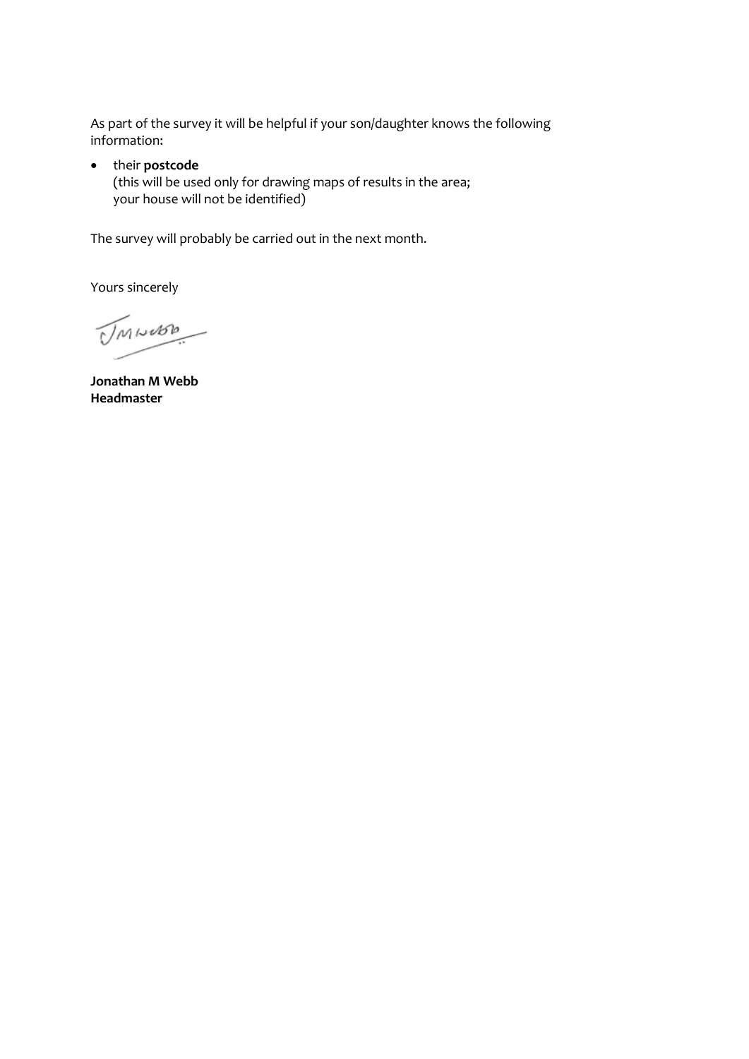As part of the survey it will be helpful if your son/daughter knows the following information:

- their **postcode**
  (this will be used only for drawing maps of results in the area;
  your house will not be identified)

The survey will probably be carried out in the next month.

Yours sincerely

**Jonathan M Webb**
**Headmaster**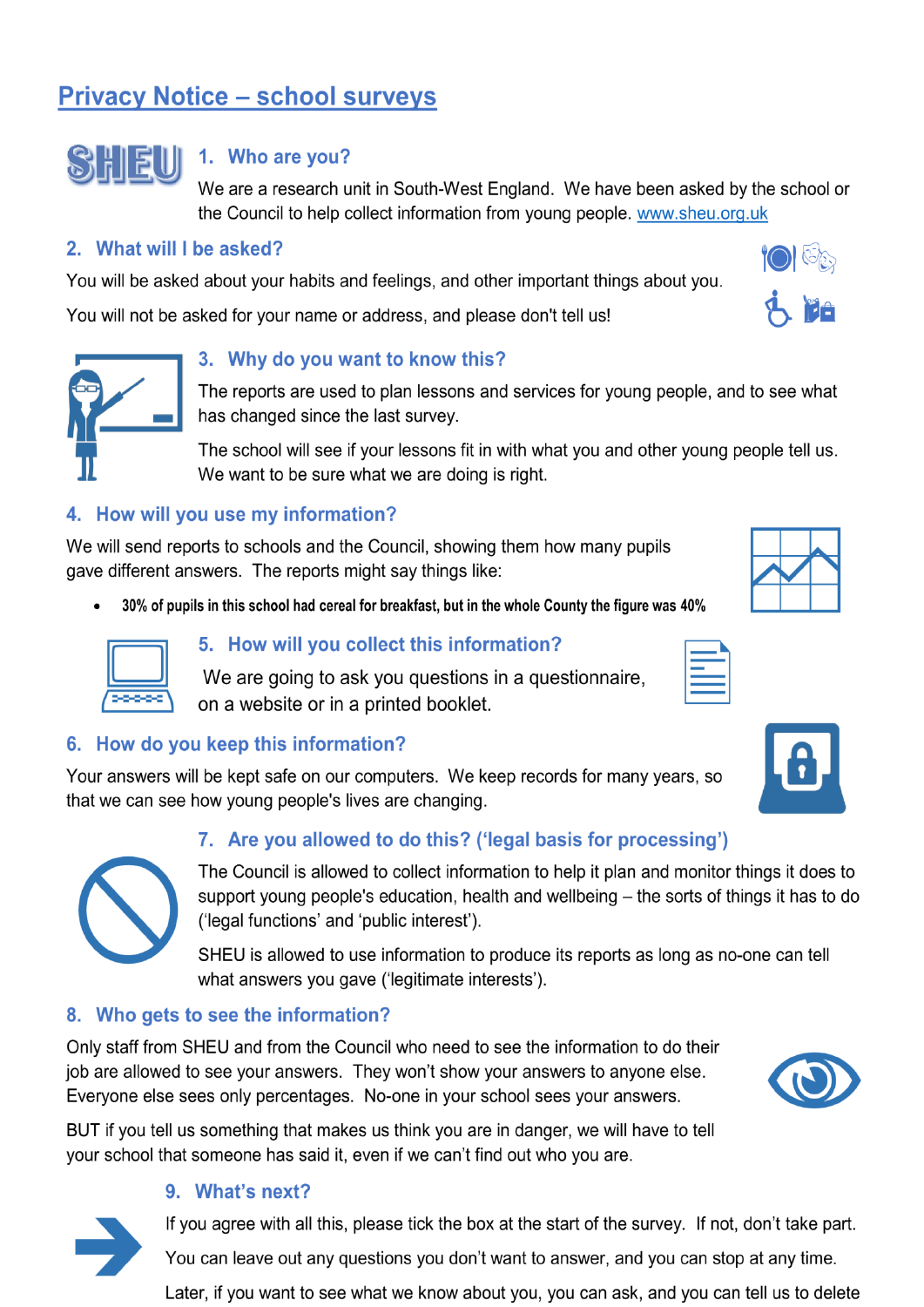# Privacy Notice – school surveys

SHEU

## 1. Who are you?

We are a research unit in South-West England. We have been asked by the school or the Council to help collect information from young people. www.sheu.org.uk

## 2. What will I be asked?

You will be asked about your habits and feelings, and other important things about you.

You will not be asked for your name or address, and please don't tell us!

## 3. Why do you want to know this?

The reports are used to plan lessons and services for young people, and to see what has changed since the last survey.

The school will see if your lessons fit in with what you and other young people tell us. We want to be sure what we are doing is right.

## 4. How will you use my information?

We will send reports to schools and the Council, showing them how many pupils gave different answers. The reports might say things like:

- 30% of pupils in this school had cereal for breakfast, but in the whole County the figure was 40%

## 5. How will you collect this information?

We are going to ask you questions in a questionnaire, on a website or in a printed booklet.

## 6. How do you keep this information?

Your answers will be kept safe on our computers. We keep records for many years, so that we can see how young people's lives are changing.

## 7. Are you allowed to do this? ('legal basis for processing')

The Council is allowed to collect information to help it plan and monitor things it does to support young people's education, health and wellbeing – the sorts of things it has to do ('legal functions' and 'public interest').

SHEU is allowed to use information to produce its reports as long as no-one can tell what answers you gave ('legitimate interests').

## 8. Who gets to see the information?

Only staff from SHEU and from the Council who need to see the information to do their job are allowed to see your answers. They won't show your answers to anyone else. Everyone else sees only percentages. No-one in your school sees your answers.

BUT if you tell us something that makes us think you are in danger, we will have to tell your school that someone has said it, even if we can't find out who you are.

## 9. What's next?

If you agree with all this, please tick the box at the start of the survey. If not, don't take part.

You can leave out any questions you don't want to answer, and you can stop at any time.

Later, if you want to see what we know about you, you can ask, and you can tell us to delete